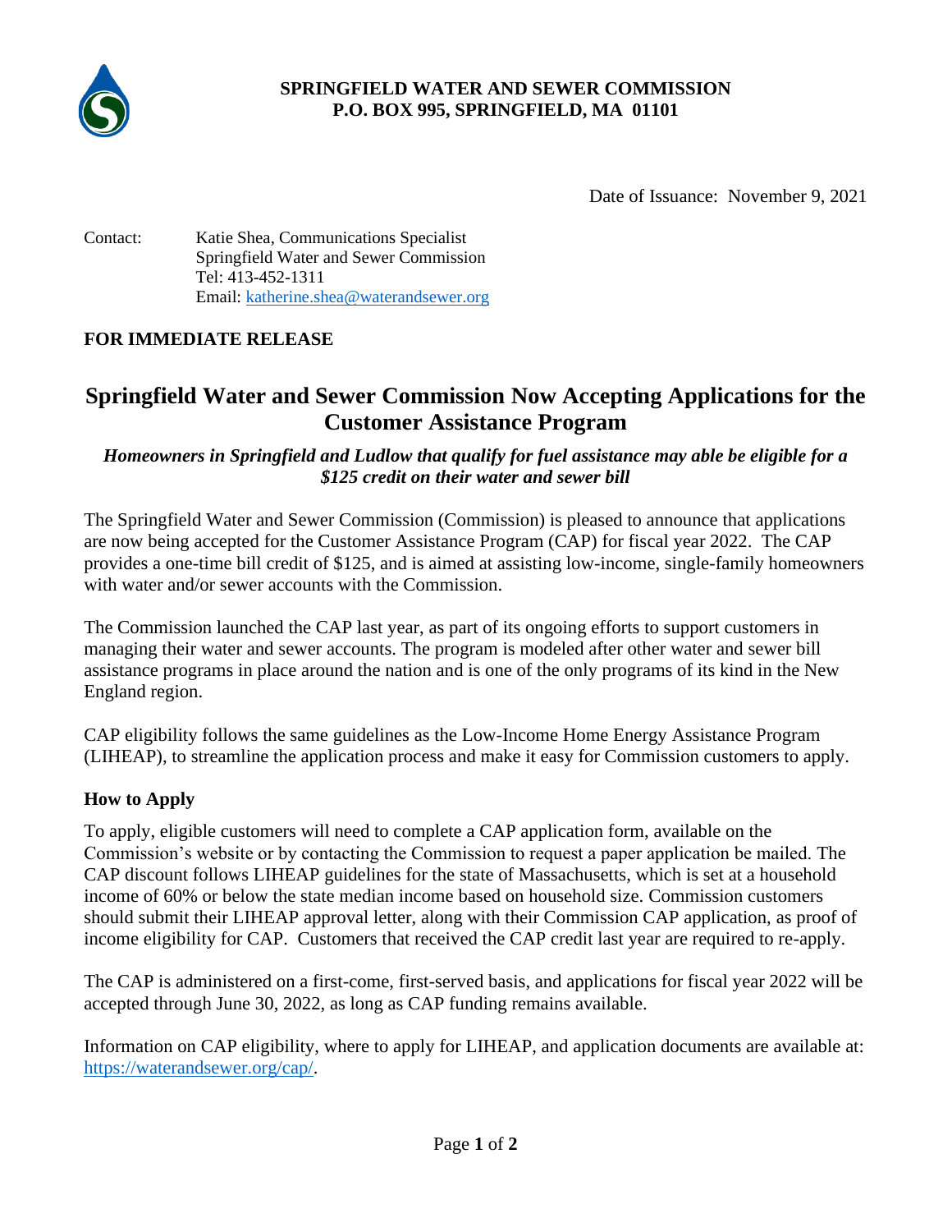**SPRINGFIELD WATER AND SEWER COMMISSION**
**P.O. BOX 995, SPRINGFIELD, MA 01101**

Date of Issuance: November 9, 2021

Contact: Katie Shea, Communications Specialist
Springfield Water and Sewer Commission
Tel: 413-452-1311
Email: katherine.shea@waterandsewer.org

**FOR IMMEDIATE RELEASE**

# Springfield Water and Sewer Commission Now Accepting Applications for the Customer Assistance Program

***Homeowners in Springfield and Ludlow that qualify for fuel assistance may able be eligible for a $125 credit on their water and sewer bill***

The Springfield Water and Sewer Commission (Commission) is pleased to announce that applications are now being accepted for the Customer Assistance Program (CAP) for fiscal year 2022. The CAP provides a one-time bill credit of $125, and is aimed at assisting low-income, single-family homeowners with water and/or sewer accounts with the Commission.

The Commission launched the CAP last year, as part of its ongoing efforts to support customers in managing their water and sewer accounts. The program is modeled after other water and sewer bill assistance programs in place around the nation and is one of the only programs of its kind in the New England region.

CAP eligibility follows the same guidelines as the Low-Income Home Energy Assistance Program (LIHEAP), to streamline the application process and make it easy for Commission customers to apply.

## How to Apply

To apply, eligible customers will need to complete a CAP application form, available on the Commission's website or by contacting the Commission to request a paper application be mailed. The CAP discount follows LIHEAP guidelines for the state of Massachusetts, which is set at a household income of 60% or below the state median income based on household size. Commission customers should submit their LIHEAP approval letter, along with their Commission CAP application, as proof of income eligibility for CAP. Customers that received the CAP credit last year are required to re-apply.

The CAP is administered on a first-come, first-served basis, and applications for fiscal year 2022 will be accepted through June 30, 2022, as long as CAP funding remains available.

Information on CAP eligibility, where to apply for LIHEAP, and application documents are available at: https://waterandsewer.org/cap/.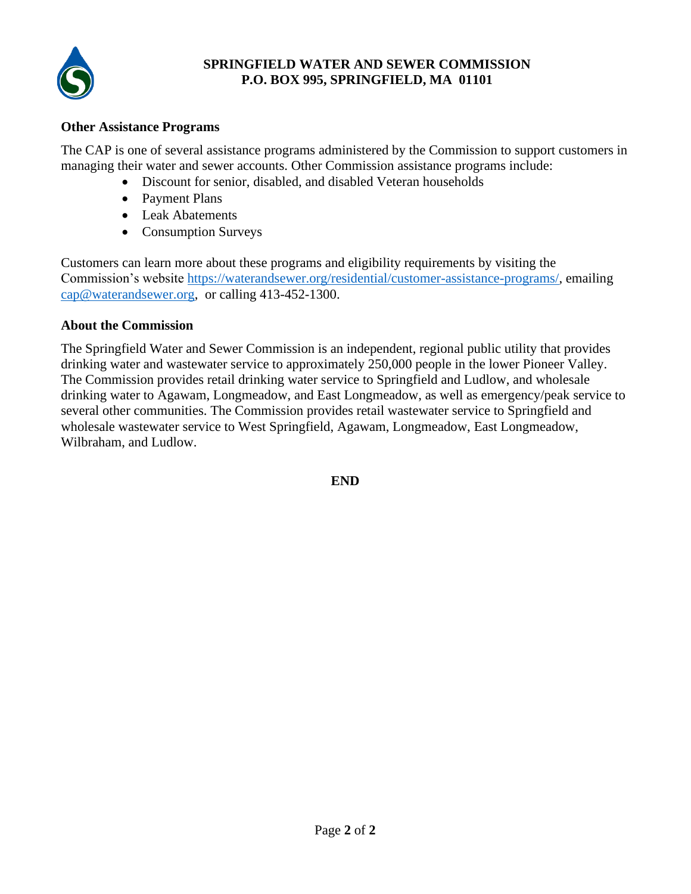**SPRINGFIELD WATER AND SEWER COMMISSION**
**P.O. BOX 995, SPRINGFIELD, MA 01101**

**Other Assistance Programs**

The CAP is one of several assistance programs administered by the Commission to support customers in managing their water and sewer accounts. Other Commission assistance programs include:

- Discount for senior, disabled, and disabled Veteran households
- Payment Plans
- Leak Abatements
- Consumption Surveys

Customers can learn more about these programs and eligibility requirements by visiting the Commission's website https://waterandsewer.org/residential/customer-assistance-programs/, emailing cap@waterandsewer.org, or calling 413-452-1300.

**About the Commission**

The Springfield Water and Sewer Commission is an independent, regional public utility that provides drinking water and wastewater service to approximately 250,000 people in the lower Pioneer Valley. The Commission provides retail drinking water service to Springfield and Ludlow, and wholesale drinking water to Agawam, Longmeadow, and East Longmeadow, as well as emergency/peak service to several other communities. The Commission provides retail wastewater service to Springfield and wholesale wastewater service to West Springfield, Agawam, Longmeadow, East Longmeadow, Wilbraham, and Ludlow.

**END**